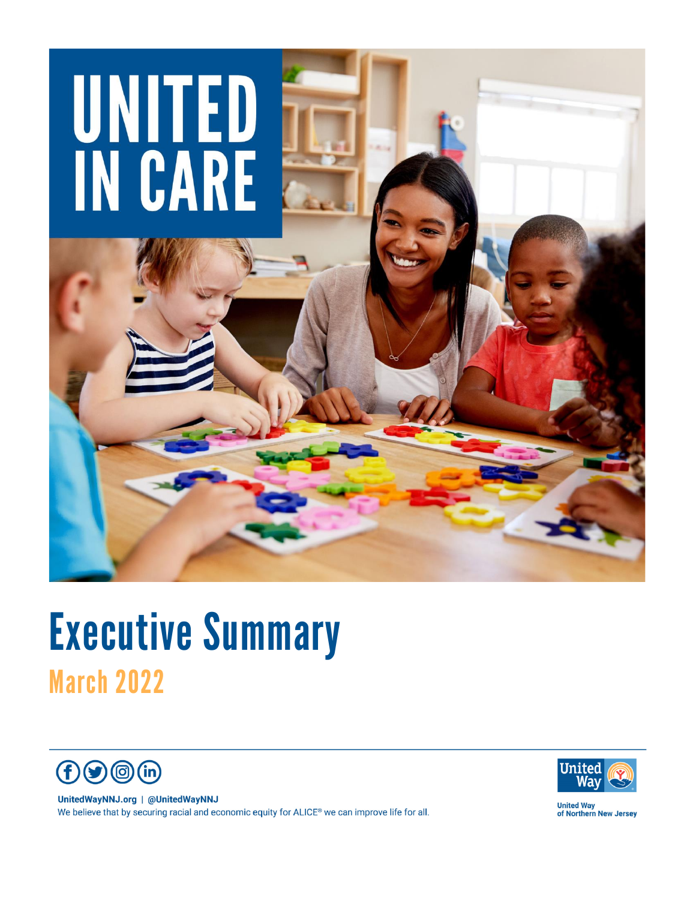# UNITED IN CARE

# Executive Summary

## March 2022

UnitedWayNNJ.org | @UnitedWayNNJ

We believe that by securing racial and economic equity for ALICE® we can improve life for all.

United Way of Northern New Jersey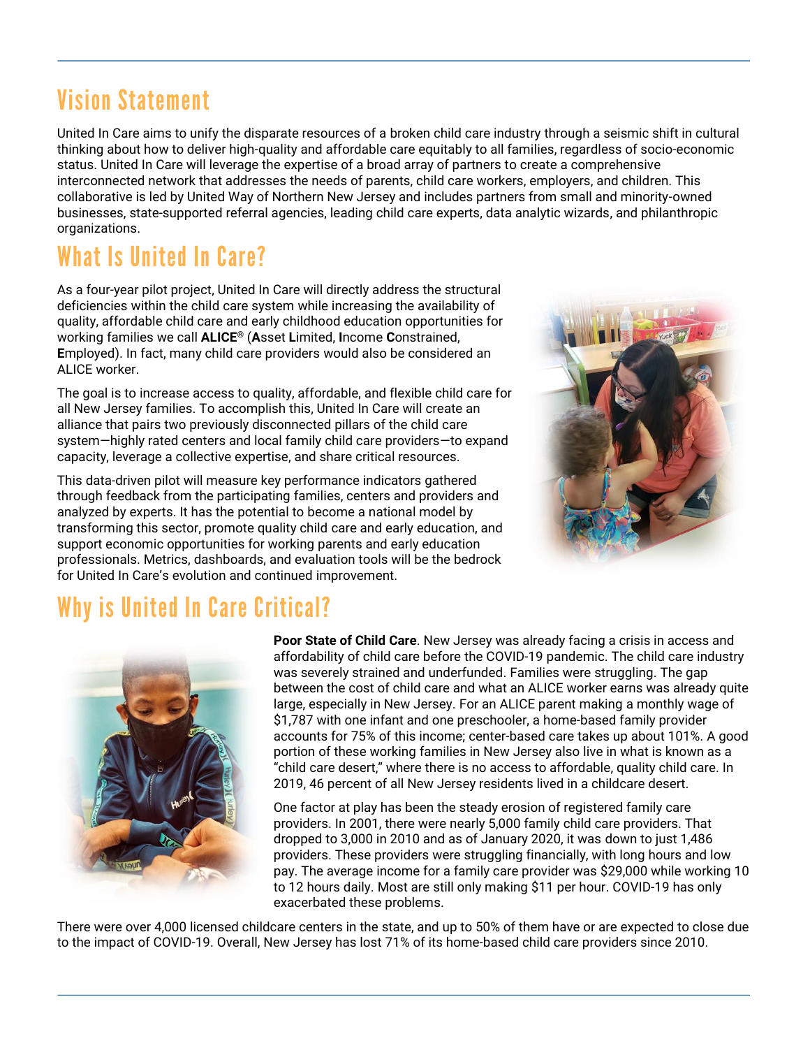## Vision Statement

United In Care aims to unify the disparate resources of a broken child care industry through a seismic shift in cultural thinking about how to deliver high-quality and affordable care equitably to all families, regardless of socio-economic status. United In Care will leverage the expertise of a broad array of partners to create a comprehensive interconnected network that addresses the needs of parents, child care workers, employers, and children. This collaborative is led by United Way of Northern New Jersey and includes partners from small and minority-owned businesses, state-supported referral agencies, leading child care experts, data analytic wizards, and philanthropic organizations.

## What Is United In Care?

As a four-year pilot project, United In Care will directly address the structural deficiencies within the child care system while increasing the availability of quality, affordable child care and early childhood education opportunities for working families we call **ALICE**® (**A**sset **L**imited, **I**ncome **C**onstrained, **E**mployed). In fact, many child care providers would also be considered an ALICE worker.

The goal is to increase access to quality, affordable, and flexible child care for all New Jersey families. To accomplish this, United In Care will create an alliance that pairs two previously disconnected pillars of the child care system—highly rated centers and local family child care providers—to expand capacity, leverage a collective expertise, and share critical resources.

This data-driven pilot will measure key performance indicators gathered through feedback from the participating families, centers and providers and analyzed by experts. It has the potential to become a national model by transforming this sector, promote quality child care and early education, and support economic opportunities for working parents and early education professionals. Metrics, dashboards, and evaluation tools will be the bedrock for United In Care's evolution and continued improvement.

## Why is United In Care Critical?

**Poor State of Child Care**. New Jersey was already facing a crisis in access and affordability of child care before the COVID-19 pandemic. The child care industry was severely strained and underfunded. Families were struggling. The gap between the cost of child care and what an ALICE worker earns was already quite large, especially in New Jersey. For an ALICE parent making a monthly wage of $1,787 with one infant and one preschooler, a home-based family provider accounts for 75% of this income; center-based care takes up about 101%. A good portion of these working families in New Jersey also live in what is known as a "child care desert," where there is no access to affordable, quality child care. In 2019, 46 percent of all New Jersey residents lived in a childcare desert.

One factor at play has been the steady erosion of registered family care providers. In 2001, there were nearly 5,000 family child care providers. That dropped to 3,000 in 2010 and as of January 2020, it was down to just 1,486 providers. These providers were struggling financially, with long hours and low pay. The average income for a family care provider was $29,000 while working 10 to 12 hours daily. Most are still only making $11 per hour. COVID-19 has only exacerbated these problems.

There were over 4,000 licensed childcare centers in the state, and up to 50% of them have or are expected to close due to the impact of COVID-19. Overall, New Jersey has lost 71% of its home-based child care providers since 2010.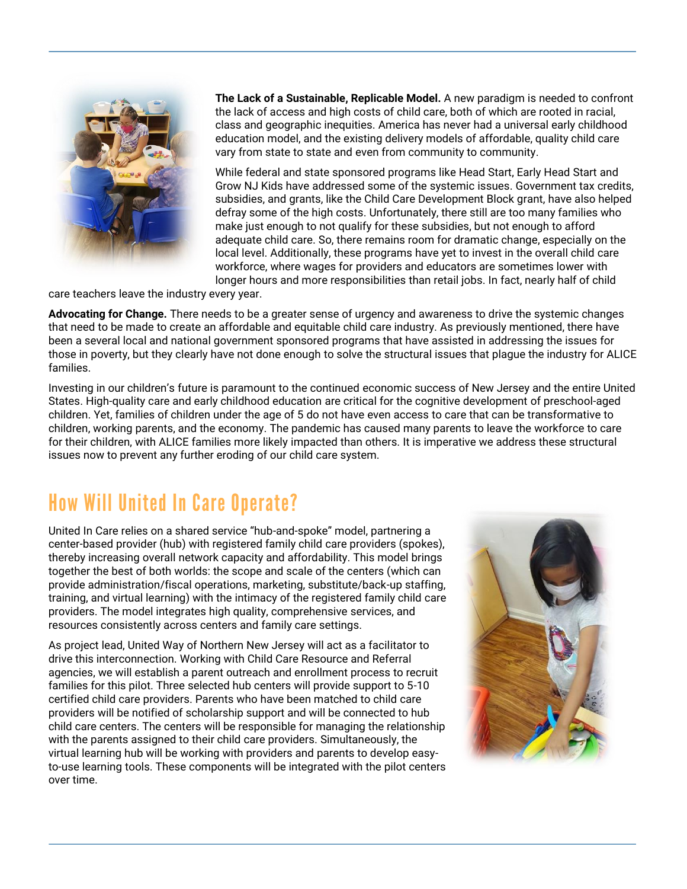**The Lack of a Sustainable, Replicable Model.** A new paradigm is needed to confront the lack of access and high costs of child care, both of which are rooted in racial, class and geographic inequities. America has never had a universal early childhood education model, and the existing delivery models of affordable, quality child care vary from state to state and even from community to community.

While federal and state sponsored programs like Head Start, Early Head Start and Grow NJ Kids have addressed some of the systemic issues. Government tax credits, subsidies, and grants, like the Child Care Development Block grant, have also helped defray some of the high costs. Unfortunately, there still are too many families who make just enough to not qualify for these subsidies, but not enough to afford adequate child care. So, there remains room for dramatic change, especially on the local level. Additionally, these programs have yet to invest in the overall child care workforce, where wages for providers and educators are sometimes lower with longer hours and more responsibilities than retail jobs. In fact, nearly half of child care teachers leave the industry every year.

**Advocating for Change.** There needs to be a greater sense of urgency and awareness to drive the systemic changes that need to be made to create an affordable and equitable child care industry. As previously mentioned, there have been a several local and national government sponsored programs that have assisted in addressing the issues for those in poverty, but they clearly have not done enough to solve the structural issues that plague the industry for ALICE families.

Investing in our children's future is paramount to the continued economic success of New Jersey and the entire United States. High-quality care and early childhood education are critical for the cognitive development of preschool-aged children. Yet, families of children under the age of 5 do not have even access to care that can be transformative to children, working parents, and the economy. The pandemic has caused many parents to leave the workforce to care for their children, with ALICE families more likely impacted than others. It is imperative we address these structural issues now to prevent any further eroding of our child care system.

## How Will United In Care Operate?

United In Care relies on a shared service "hub-and-spoke" model, partnering a center-based provider (hub) with registered family child care providers (spokes), thereby increasing overall network capacity and affordability. This model brings together the best of both worlds: the scope and scale of the centers (which can provide administration/fiscal operations, marketing, substitute/back-up staffing, training, and virtual learning) with the intimacy of the registered family child care providers. The model integrates high quality, comprehensive services, and resources consistently across centers and family care settings.

As project lead, United Way of Northern New Jersey will act as a facilitator to drive this interconnection. Working with Child Care Resource and Referral agencies, we will establish a parent outreach and enrollment process to recruit families for this pilot. Three selected hub centers will provide support to 5-10 certified child care providers. Parents who have been matched to child care providers will be notified of scholarship support and will be connected to hub child care centers. The centers will be responsible for managing the relationship with the parents assigned to their child care providers. Simultaneously, the virtual learning hub will be working with providers and parents to develop easy-to-use learning tools. These components will be integrated with the pilot centers over time.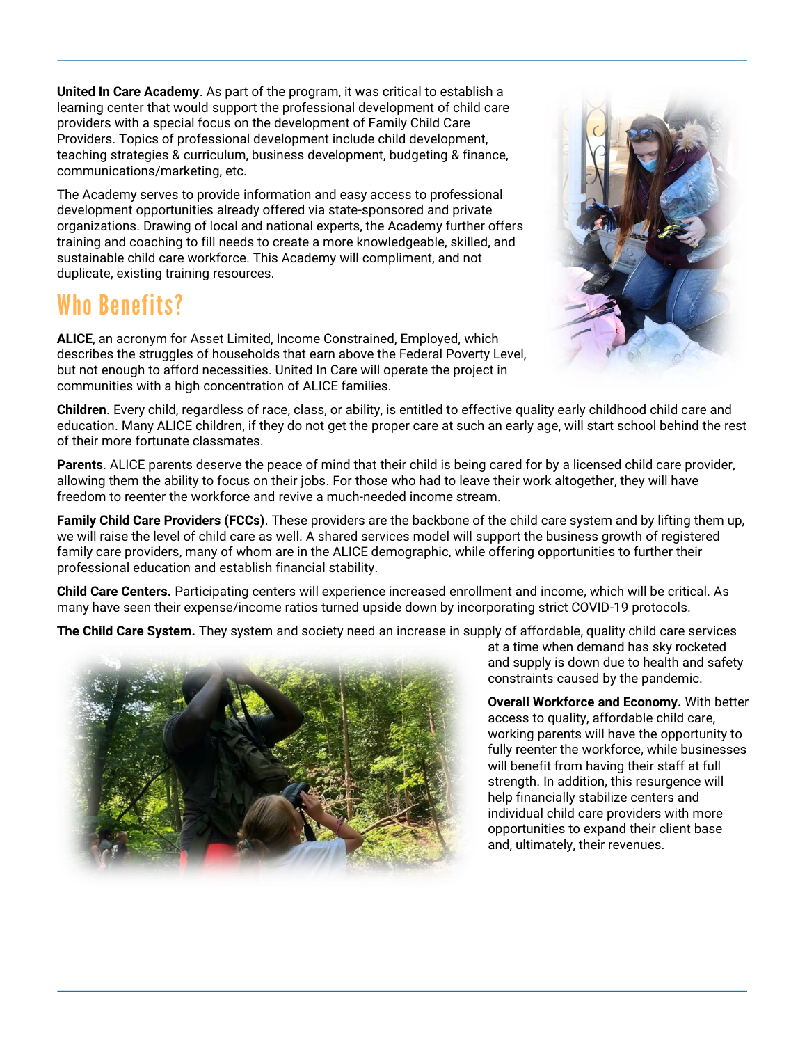**United In Care Academy**. As part of the program, it was critical to establish a learning center that would support the professional development of child care providers with a special focus on the development of Family Child Care Providers. Topics of professional development include child development, teaching strategies & curriculum, business development, budgeting & finance, communications/marketing, etc.

The Academy serves to provide information and easy access to professional development opportunities already offered via state-sponsored and private organizations. Drawing of local and national experts, the Academy further offers training and coaching to fill needs to create a more knowledgeable, skilled, and sustainable child care workforce. This Academy will compliment, and not duplicate, existing training resources.

## Who Benefits?

**ALICE**, an acronym for Asset Limited, Income Constrained, Employed, which describes the struggles of households that earn above the Federal Poverty Level, but not enough to afford necessities. United In Care will operate the project in communities with a high concentration of ALICE families.

**Children**. Every child, regardless of race, class, or ability, is entitled to effective quality early childhood child care and education. Many ALICE children, if they do not get the proper care at such an early age, will start school behind the rest of their more fortunate classmates.

**Parents**. ALICE parents deserve the peace of mind that their child is being cared for by a licensed child care provider, allowing them the ability to focus on their jobs. For those who had to leave their work altogether, they will have freedom to reenter the workforce and revive a much-needed income stream.

**Family Child Care Providers (FCCs)**. These providers are the backbone of the child care system and by lifting them up, we will raise the level of child care as well. A shared services model will support the business growth of registered family care providers, many of whom are in the ALICE demographic, while offering opportunities to further their professional education and establish financial stability.

**Child Care Centers.** Participating centers will experience increased enrollment and income, which will be critical. As many have seen their expense/income ratios turned upside down by incorporating strict COVID-19 protocols.

**The Child Care System.** They system and society need an increase in supply of affordable, quality child care services at a time when demand has sky rocketed and supply is down due to health and safety constraints caused by the pandemic.

**Overall Workforce and Economy.** With better access to quality, affordable child care, working parents will have the opportunity to fully reenter the workforce, while businesses will benefit from having their staff at full strength. In addition, this resurgence will help financially stabilize centers and individual child care providers with more opportunities to expand their client base and, ultimately, their revenues.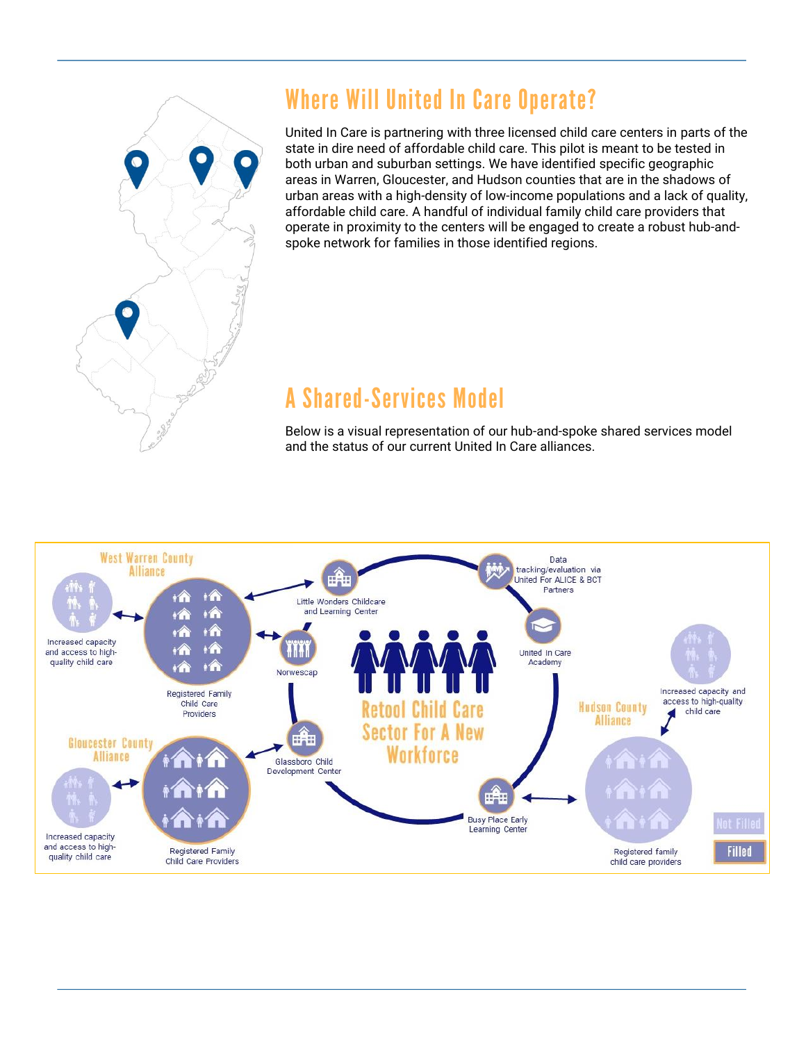## Where Will United In Care Operate?

United In Care is partnering with three licensed child care centers in parts of the state in dire need of affordable child care. This pilot is meant to be tested in both urban and suburban settings. We have identified specific geographic areas in Warren, Gloucester, and Hudson counties that are in the shadows of urban areas with a high-density of low-income populations and a lack of quality, affordable child care. A handful of individual family child care providers that operate in proximity to the centers will be engaged to create a robust hub-and-spoke network for families in those identified regions.

## A Shared-Services Model

Below is a visual representation of our hub-and-spoke shared services model and the status of our current United In Care alliances.

West Warren County Alliance

Increased capacity and access to high-quality child care

Registered Family Child Care Providers

Little Wonders Childcare and Learning Center

Norwescap

Data tracking/evaluation via United For ALICE & BCT Partners

United In Care Academy

Retool Child Care Sector For A New Workforce

Gloucester County Alliance

Increased capacity and access to high-quality child care

Registered Family Child Care Providers

Glassboro Child Development Center

Busy Place Early Learning Center

Hudson County Alliance

Increased capacity and access to high-quality child care

Registered family child care providers

Not Filled

Filled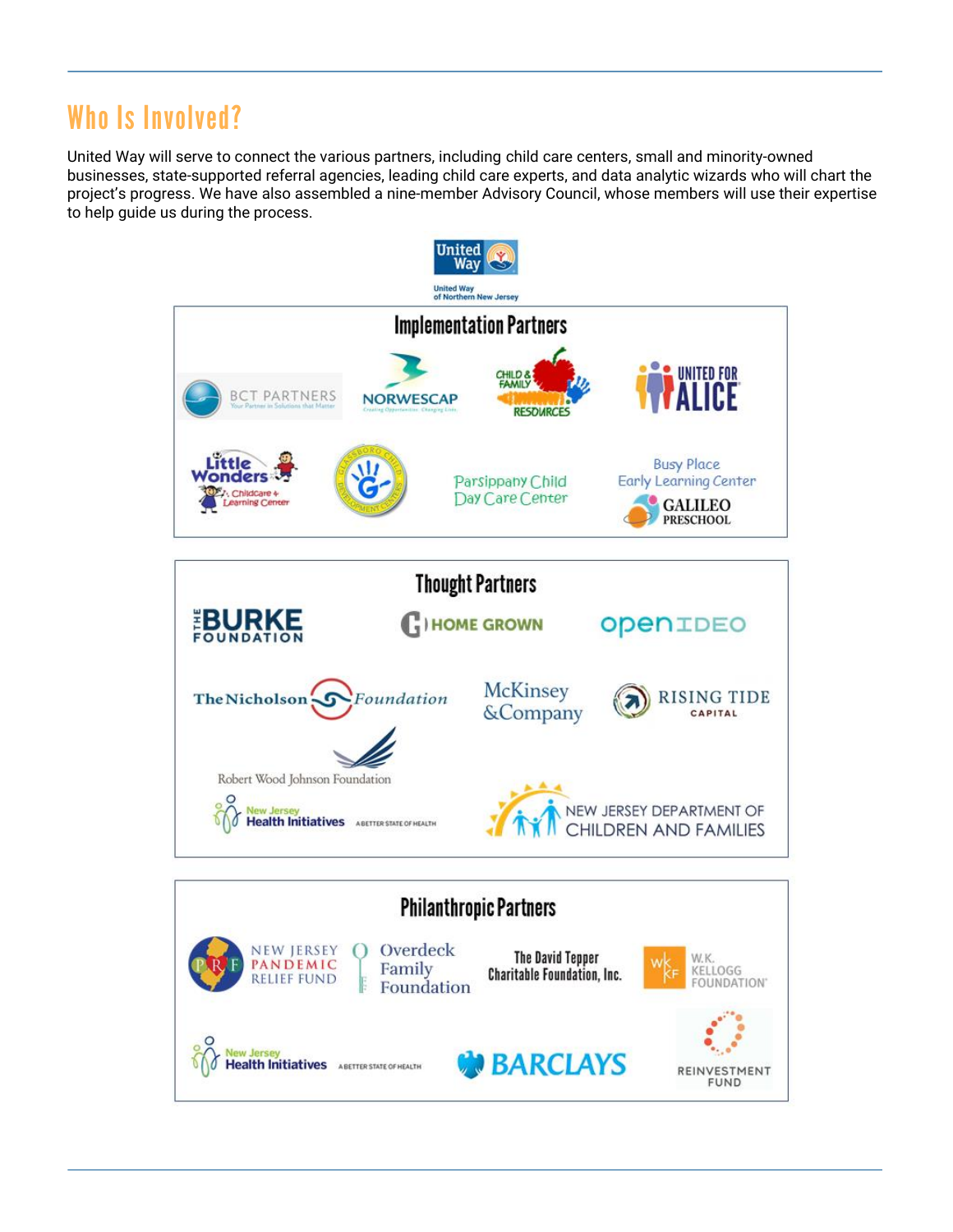## Who Is Involved?

United Way will serve to connect the various partners, including child care centers, small and minority-owned businesses, state-supported referral agencies, leading child care experts, and data analytic wizards who will chart the project's progress. We have also assembled a nine-member Advisory Council, whose members will use their expertise to help guide us during the process.

United Way of Northern New Jersey

### Implementation Partners

- BCT Partners
- Norwescap
- Child & Family Resources
- United for ALICE
- Little Wonders Childcare + Learning Center
- Glassboro Child Development Centers
- Parsippany Child Day Care Center
- Busy Place Early Learning Center
- Galileo Preschool

### Thought Partners

- The Burke Foundation
- Home Grown
- OpenIDEO
- The Nicholson Foundation
- McKinsey & Company
- Rising Tide Capital
- Robert Wood Johnson Foundation
- New Jersey Health Initiatives
- New Jersey Department of Children and Families

### Philanthropic Partners

- New Jersey Pandemic Relief Fund
- Overdeck Family Foundation
- The David Tepper Charitable Foundation, Inc.
- W.K. Kellogg Foundation
- New Jersey Health Initiatives
- Barclays
- Reinvestment Fund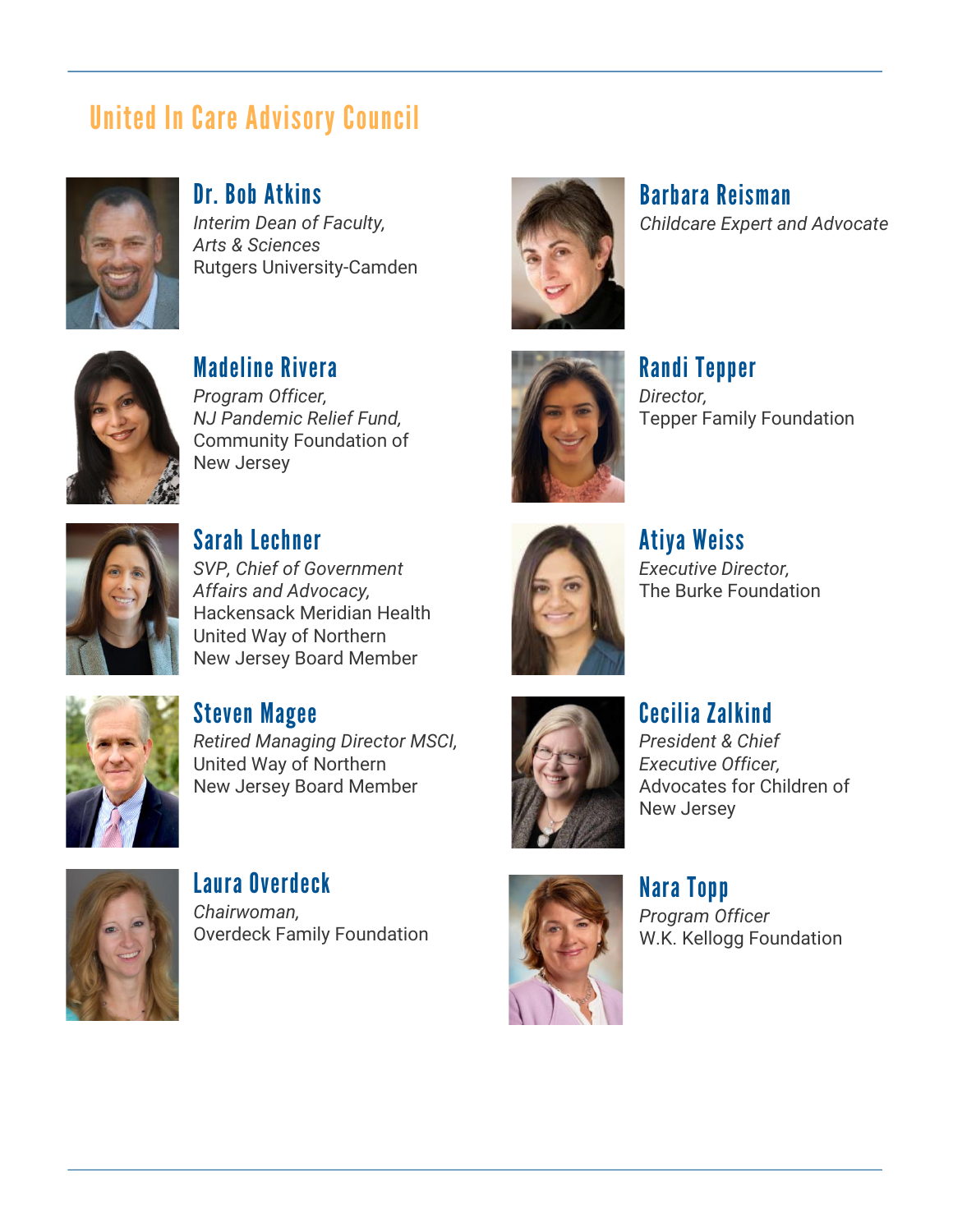## United In Care Advisory Council

### Dr. Bob Atkins
*Interim Dean of Faculty,*
*Arts & Sciences*
Rutgers University-Camden

### Madeline Rivera
*Program Officer,*
*NJ Pandemic Relief Fund,*
Community Foundation of New Jersey

### Sarah Lechner
*SVP, Chief of Government Affairs and Advocacy,*
Hackensack Meridian Health
United Way of Northern New Jersey Board Member

### Steven Magee
*Retired Managing Director MSCI,*
United Way of Northern New Jersey Board Member

### Laura Overdeck
*Chairwoman,*
Overdeck Family Foundation

### Barbara Reisman
*Childcare Expert and Advocate*

### Randi Tepper
*Director,*
Tepper Family Foundation

### Atiya Weiss
*Executive Director,*
The Burke Foundation

### Cecilia Zalkind
*President & Chief Executive Officer,*
Advocates for Children of New Jersey

### Nara Topp
*Program Officer*
W.K. Kellogg Foundation